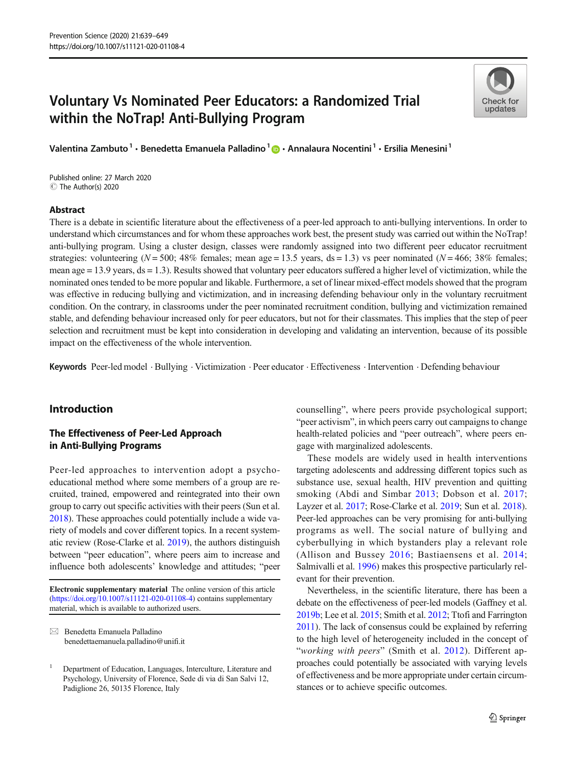# Voluntary Vs Nominated Peer Educators: a Randomized Trial within the NoTrap! Anti-Bullying Program

Valentina Zambuto[1] · Benedetta Emanuela Palladino[1] · Annalaura Nocentini[1] · Ersilia Menesini[1]

Published online: 27 March 2020
© The Author(s) 2020

## Abstract

There is a debate in scientific literature about the effectiveness of a peer-led approach to anti-bullying interventions. In order to understand which circumstances and for whom these approaches work best, the present study was carried out within the NoTrap! anti-bullying program. Using a cluster design, classes were randomly assigned into two different peer educator recruitment strategies: volunteering ($N = 500$; 48% females; mean age = 13.5 years, ds = 1.3) vs peer nominated ($N = 466$; 38% females; mean age = 13.9 years, ds = 1.3). Results showed that voluntary peer educators suffered a higher level of victimization, while the nominated ones tended to be more popular and likable. Furthermore, a set of linear mixed-effect models showed that the program was effective in reducing bullying and victimization, and in increasing defending behaviour only in the voluntary recruitment condition. On the contrary, in classrooms under the peer nominated recruitment condition, bullying and victimization remained stable, and defending behaviour increased only for peer educators, but not for their classmates. This implies that the step of peer selection and recruitment must be kept into consideration in developing and validating an intervention, because of its possible impact on the effectiveness of the whole intervention.

**Keywords** Peer-led model · Bullying · Victimization · Peer educator · Effectiveness · Intervention · Defending behaviour

## Introduction

### The Effectiveness of Peer-Led Approach in Anti-Bullying Programs

Peer-led approaches to intervention adopt a psycho-educational method where some members of a group are recruited, trained, empowered and reintegrated into their own group to carry out specific activities with their peers (Sun et al. 2018). These approaches could potentially include a wide variety of models and cover different topics. In a recent systematic review (Rose-Clarke et al. 2019), the authors distinguish between "peer education", where peers aim to increase and influence both adolescents' knowledge and attitudes; "peer counselling", where peers provide psychological support; "peer activism", in which peers carry out campaigns to change health-related policies and "peer outreach", where peers engage with marginalized adolescents.

These models are widely used in health interventions targeting adolescents and addressing different topics such as substance use, sexual health, HIV prevention and quitting smoking (Abdi and Simbar 2013; Dobson et al. 2017; Layzer et al. 2017; Rose-Clarke et al. 2019; Sun et al. 2018). Peer-led approaches can be very promising for anti-bullying programs as well. The social nature of bullying and cyberbullying in which bystanders play a relevant role (Allison and Bussey 2016; Bastiaensens et al. 2014; Salmivalli et al. 1996) makes this prospective particularly relevant for their prevention.

Nevertheless, in the scientific literature, there has been a debate on the effectiveness of peer-led models (Gaffney et al. 2019b; Lee et al. 2015; Smith et al. 2012; Ttofi and Farrington 2011). The lack of consensus could be explained by referring to the high level of heterogeneity included in the concept of "*working with peers*" (Smith et al. 2012). Different approaches could potentially be associated with varying levels of effectiveness and be more appropriate under certain circumstances or to achieve specific outcomes.

**Electronic supplementary material** The online version of this article (https://doi.org/10.1007/s11121-020-01108-4) contains supplementary material, which is available to authorized users.

✉ Benedetta Emanuela Palladino
benedettaemanuela.palladino@unifi.it

[1] Department of Education, Languages, Interculture, Literature and Psychology, University of Florence, Sede di via di San Salvi 12, Padiglione 26, 50135 Florence, Italy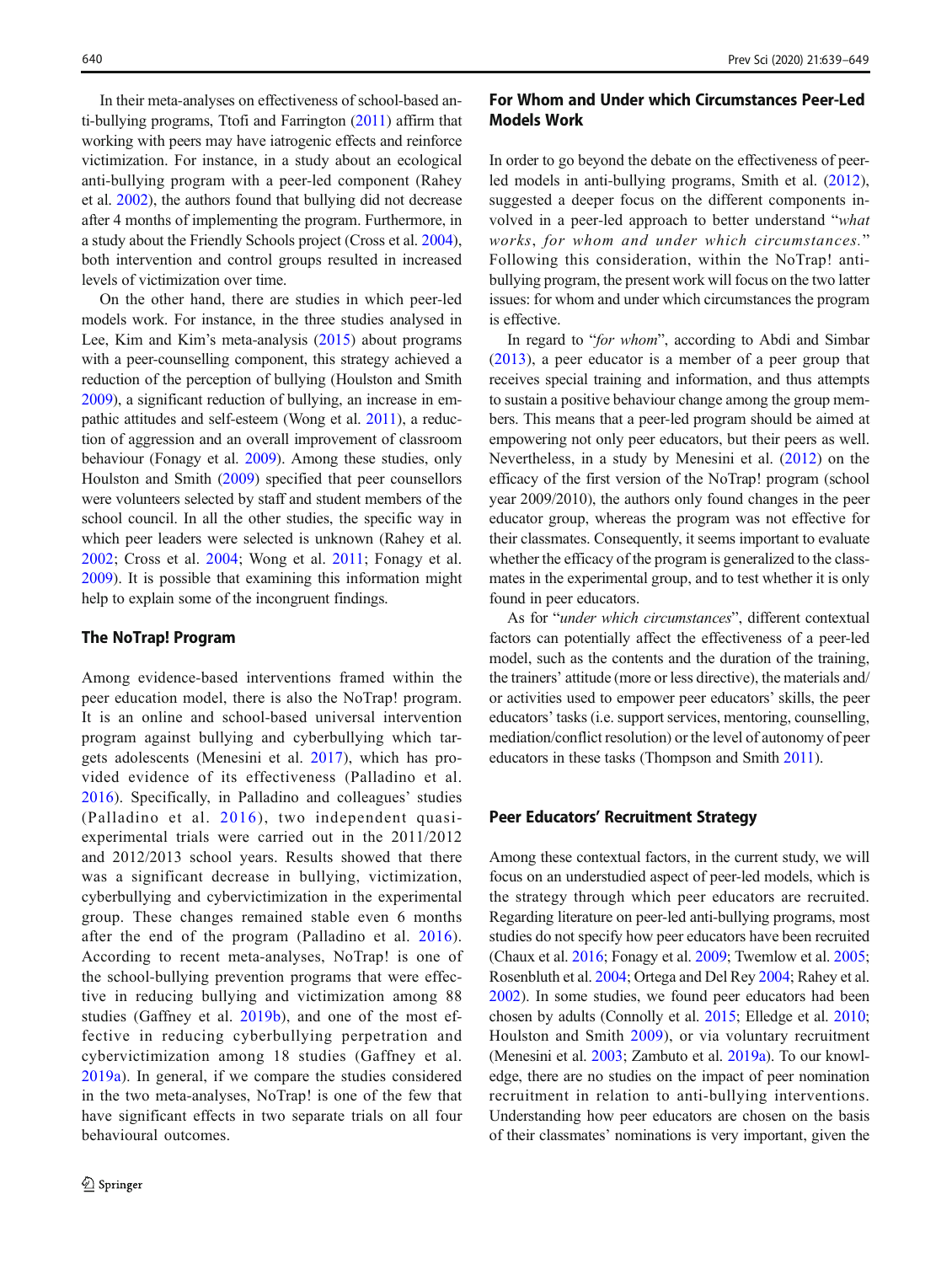In their meta-analyses on effectiveness of school-based anti-bullying programs, Ttofi and Farrington (2011) affirm that working with peers may have iatrogenic effects and reinforce victimization. For instance, in a study about an ecological anti-bullying program with a peer-led component (Rahey et al. 2002), the authors found that bullying did not decrease after 4 months of implementing the program. Furthermore, in a study about the Friendly Schools project (Cross et al. 2004), both intervention and control groups resulted in increased levels of victimization over time.

On the other hand, there are studies in which peer-led models work. For instance, in the three studies analysed in Lee, Kim and Kim's meta-analysis (2015) about programs with a peer-counselling component, this strategy achieved a reduction of the perception of bullying (Houlston and Smith 2009), a significant reduction of bullying, an increase in empathic attitudes and self-esteem (Wong et al. 2011), a reduction of aggression and an overall improvement of classroom behaviour (Fonagy et al. 2009). Among these studies, only Houlston and Smith (2009) specified that peer counsellors were volunteers selected by staff and student members of the school council. In all the other studies, the specific way in which peer leaders were selected is unknown (Rahey et al. 2002; Cross et al. 2004; Wong et al. 2011; Fonagy et al. 2009). It is possible that examining this information might help to explain some of the incongruent findings.

## The NoTrap! Program

Among evidence-based interventions framed within the peer education model, there is also the NoTrap! program. It is an online and school-based universal intervention program against bullying and cyberbullying which targets adolescents (Menesini et al. 2017), which has provided evidence of its effectiveness (Palladino et al. 2016). Specifically, in Palladino and colleagues' studies (Palladino et al. 2016), two independent quasi-experimental trials were carried out in the 2011/2012 and 2012/2013 school years. Results showed that there was a significant decrease in bullying, victimization, cyberbullying and cybervictimization in the experimental group. These changes remained stable even 6 months after the end of the program (Palladino et al. 2016). According to recent meta-analyses, NoTrap! is one of the school-bullying prevention programs that were effective in reducing bullying and victimization among 88 studies (Gaffney et al. 2019b), and one of the most effective in reducing cyberbullying perpetration and cybervictimization among 18 studies (Gaffney et al. 2019a). In general, if we compare the studies considered in the two meta-analyses, NoTrap! is one of the few that have significant effects in two separate trials on all four behavioural outcomes.

## For Whom and Under which Circumstances Peer-Led Models Work

In order to go beyond the debate on the effectiveness of peer-led models in anti-bullying programs, Smith et al. (2012), suggested a deeper focus on the different components involved in a peer-led approach to better understand "*what works, for whom and under which circumstances.*" Following this consideration, within the NoTrap! anti-bullying program, the present work will focus on the two latter issues: for whom and under which circumstances the program is effective.

In regard to "*for whom*", according to Abdi and Simbar (2013), a peer educator is a member of a peer group that receives special training and information, and thus attempts to sustain a positive behaviour change among the group members. This means that a peer-led program should be aimed at empowering not only peer educators, but their peers as well. Nevertheless, in a study by Menesini et al. (2012) on the efficacy of the first version of the NoTrap! program (school year 2009/2010), the authors only found changes in the peer educator group, whereas the program was not effective for their classmates. Consequently, it seems important to evaluate whether the efficacy of the program is generalized to the classmates in the experimental group, and to test whether it is only found in peer educators.

As for "*under which circumstances*", different contextual factors can potentially affect the effectiveness of a peer-led model, such as the contents and the duration of the training, the trainers' attitude (more or less directive), the materials and/or activities used to empower peer educators' skills, the peer educators' tasks (i.e. support services, mentoring, counselling, mediation/conflict resolution) or the level of autonomy of peer educators in these tasks (Thompson and Smith 2011).

## Peer Educators' Recruitment Strategy

Among these contextual factors, in the current study, we will focus on an understudied aspect of peer-led models, which is the strategy through which peer educators are recruited. Regarding literature on peer-led anti-bullying programs, most studies do not specify how peer educators have been recruited (Chaux et al. 2016; Fonagy et al. 2009; Twemlow et al. 2005; Rosenbluth et al. 2004; Ortega and Del Rey 2004; Rahey et al. 2002). In some studies, we found peer educators had been chosen by adults (Connolly et al. 2015; Elledge et al. 2010; Houlston and Smith 2009), or via voluntary recruitment (Menesini et al. 2003; Zambuto et al. 2019a). To our knowledge, there are no studies on the impact of peer nomination recruitment in relation to anti-bullying interventions. Understanding how peer educators are chosen on the basis of their classmates' nominations is very important, given the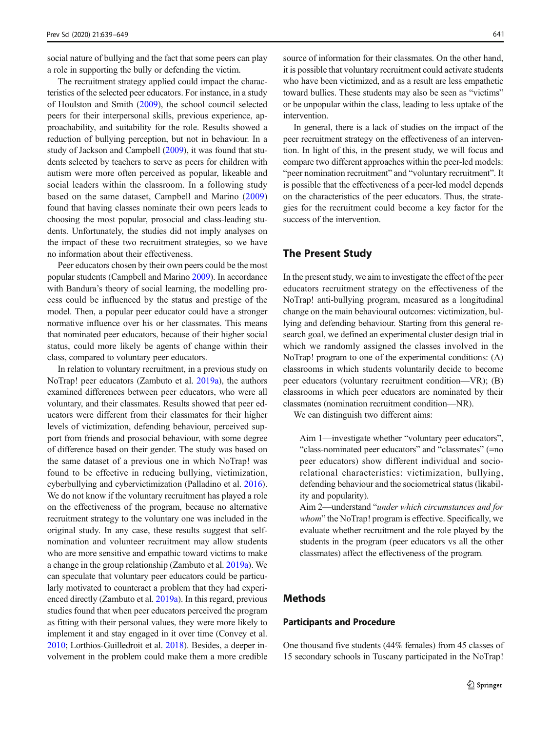social nature of bullying and the fact that some peers can play a role in supporting the bully or defending the victim.

The recruitment strategy applied could impact the characteristics of the selected peer educators. For instance, in a study of Houlston and Smith (2009), the school council selected peers for their interpersonal skills, previous experience, approachability, and suitability for the role. Results showed a reduction of bullying perception, but not in behaviour. In a study of Jackson and Campbell (2009), it was found that students selected by teachers to serve as peers for children with autism were more often perceived as popular, likeable and social leaders within the classroom. In a following study based on the same dataset, Campbell and Marino (2009) found that having classes nominate their own peers leads to choosing the most popular, prosocial and class-leading students. Unfortunately, the studies did not imply analyses on the impact of these two recruitment strategies, so we have no information about their effectiveness.

Peer educators chosen by their own peers could be the most popular students (Campbell and Marino 2009). In accordance with Bandura's theory of social learning, the modelling process could be influenced by the status and prestige of the model. Then, a popular peer educator could have a stronger normative influence over his or her classmates. This means that nominated peer educators, because of their higher social status, could more likely be agents of change within their class, compared to voluntary peer educators.

In relation to voluntary recruitment, in a previous study on NoTrap! peer educators (Zambuto et al. 2019a), the authors examined differences between peer educators, who were all voluntary, and their classmates. Results showed that peer educators were different from their classmates for their higher levels of victimization, defending behaviour, perceived support from friends and prosocial behaviour, with some degree of difference based on their gender. The study was based on the same dataset of a previous one in which NoTrap! was found to be effective in reducing bullying, victimization, cyberbullying and cybervictimization (Palladino et al. 2016). We do not know if the voluntary recruitment has played a role on the effectiveness of the program, because no alternative recruitment strategy to the voluntary one was included in the original study. In any case, these results suggest that self-nomination and volunteer recruitment may allow students who are more sensitive and empathic toward victims to make a change in the group relationship (Zambuto et al. 2019a). We can speculate that voluntary peer educators could be particularly motivated to counteract a problem that they had experienced directly (Zambuto et al. 2019a). In this regard, previous studies found that when peer educators perceived the program as fitting with their personal values, they were more likely to implement it and stay engaged in it over time (Convey et al. 2010; Lorthios-Guilledroit et al. 2018). Besides, a deeper involvement in the problem could make them a more credible source of information for their classmates. On the other hand, it is possible that voluntary recruitment could activate students who have been victimized, and as a result are less empathetic toward bullies. These students may also be seen as "victims" or be unpopular within the class, leading to less uptake of the intervention.

In general, there is a lack of studies on the impact of the peer recruitment strategy on the effectiveness of an intervention. In light of this, in the present study, we will focus and compare two different approaches within the peer-led models: "peer nomination recruitment" and "voluntary recruitment". It is possible that the effectiveness of a peer-led model depends on the characteristics of the peer educators. Thus, the strategies for the recruitment could become a key factor for the success of the intervention.

## The Present Study

In the present study, we aim to investigate the effect of the peer educators recruitment strategy on the effectiveness of the NoTrap! anti-bullying program, measured as a longitudinal change on the main behavioural outcomes: victimization, bullying and defending behaviour. Starting from this general research goal, we defined an experimental cluster design trial in which we randomly assigned the classes involved in the NoTrap! program to one of the experimental conditions: (A) classrooms in which students voluntarily decide to become peer educators (voluntary recruitment condition—VR); (B) classrooms in which peer educators are nominated by their classmates (nomination recruitment condition—NR).

We can distinguish two different aims:

> Aim 1—investigate whether "voluntary peer educators", "class-nominated peer educators" and "classmates" (=no peer educators) show different individual and socio-relational characteristics: victimization, bullying, defending behaviour and the sociometrical status (likability and popularity).
>
> Aim 2—understand "*under which circumstances and for whom*" the NoTrap! program is effective. Specifically, we evaluate whether recruitment and the role played by the students in the program (peer educators vs all the other classmates) affect the effectiveness of the program.

## Methods

### Participants and Procedure

One thousand five students (44% females) from 45 classes of 15 secondary schools in Tuscany participated in the NoTrap!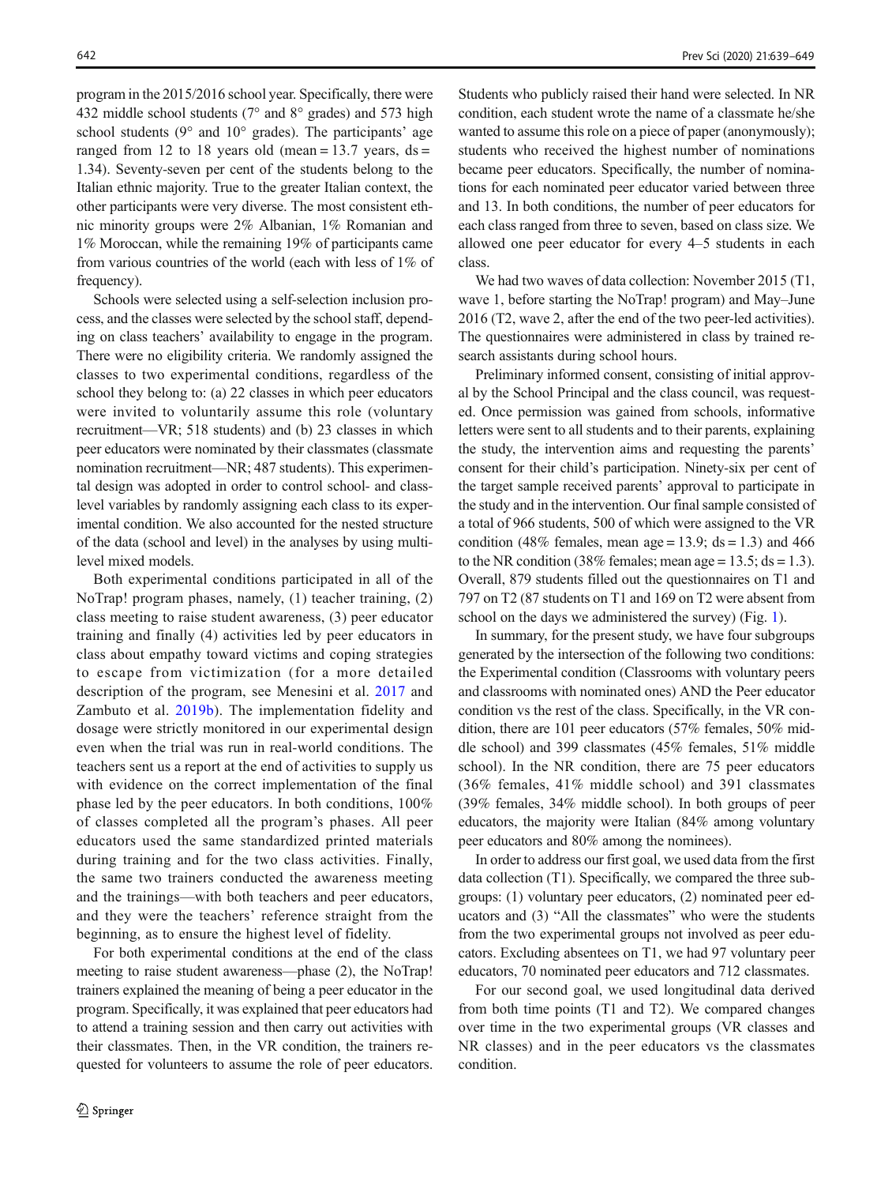program in the 2015/2016 school year. Specifically, there were 432 middle school students (7° and 8° grades) and 573 high school students (9° and 10° grades). The participants' age ranged from 12 to 18 years old (mean = 13.7 years, ds = 1.34). Seventy-seven per cent of the students belong to the Italian ethnic majority. True to the greater Italian context, the other participants were very diverse. The most consistent ethnic minority groups were 2% Albanian, 1% Romanian and 1% Moroccan, while the remaining 19% of participants came from various countries of the world (each with less of 1% of frequency).

Schools were selected using a self-selection inclusion process, and the classes were selected by the school staff, depending on class teachers' availability to engage in the program. There were no eligibility criteria. We randomly assigned the classes to two experimental conditions, regardless of the school they belong to: (a) 22 classes in which peer educators were invited to voluntarily assume this role (voluntary recruitment—VR; 518 students) and (b) 23 classes in which peer educators were nominated by their classmates (classmate nomination recruitment—NR; 487 students). This experimental design was adopted in order to control school- and class-level variables by randomly assigning each class to its experimental condition. We also accounted for the nested structure of the data (school and level) in the analyses by using multilevel mixed models.

Both experimental conditions participated in all of the NoTrap! program phases, namely, (1) teacher training, (2) class meeting to raise student awareness, (3) peer educator training and finally (4) activities led by peer educators in class about empathy toward victims and coping strategies to escape from victimization (for a more detailed description of the program, see Menesini et al. 2017 and Zambuto et al. 2019b). The implementation fidelity and dosage were strictly monitored in our experimental design even when the trial was run in real-world conditions. The teachers sent us a report at the end of activities to supply us with evidence on the correct implementation of the final phase led by the peer educators. In both conditions, 100% of classes completed all the program's phases. All peer educators used the same standardized printed materials during training and for the two class activities. Finally, the same two trainers conducted the awareness meeting and the trainings—with both teachers and peer educators, and they were the teachers' reference straight from the beginning, as to ensure the highest level of fidelity.

For both experimental conditions at the end of the class meeting to raise student awareness—phase (2), the NoTrap! trainers explained the meaning of being a peer educator in the program. Specifically, it was explained that peer educators had to attend a training session and then carry out activities with their classmates. Then, in the VR condition, the trainers requested for volunteers to assume the role of peer educators. Students who publicly raised their hand were selected. In NR condition, each student wrote the name of a classmate he/she wanted to assume this role on a piece of paper (anonymously); students who received the highest number of nominations became peer educators. Specifically, the number of nominations for each nominated peer educator varied between three and 13. In both conditions, the number of peer educators for each class ranged from three to seven, based on class size. We allowed one peer educator for every 4–5 students in each class.

We had two waves of data collection: November 2015 (T1, wave 1, before starting the NoTrap! program) and May–June 2016 (T2, wave 2, after the end of the two peer-led activities). The questionnaires were administered in class by trained research assistants during school hours.

Preliminary informed consent, consisting of initial approval by the School Principal and the class council, was requested. Once permission was gained from schools, informative letters were sent to all students and to their parents, explaining the study, the intervention aims and requesting the parents' consent for their child's participation. Ninety-six per cent of the target sample received parents' approval to participate in the study and in the intervention. Our final sample consisted of a total of 966 students, 500 of which were assigned to the VR condition (48% females, mean age = 13.9; ds = 1.3) and 466 to the NR condition (38% females; mean age = 13.5; ds = 1.3). Overall, 879 students filled out the questionnaires on T1 and 797 on T2 (87 students on T1 and 169 on T2 were absent from school on the days we administered the survey) (Fig. 1).

In summary, for the present study, we have four subgroups generated by the intersection of the following two conditions: the Experimental condition (Classrooms with voluntary peers and classrooms with nominated ones) AND the Peer educator condition vs the rest of the class. Specifically, in the VR condition, there are 101 peer educators (57% females, 50% middle school) and 399 classmates (45% females, 51% middle school). In the NR condition, there are 75 peer educators (36% females, 41% middle school) and 391 classmates (39% females, 34% middle school). In both groups of peer educators, the majority were Italian (84% among voluntary peer educators and 80% among the nominees).

In order to address our first goal, we used data from the first data collection (T1). Specifically, we compared the three subgroups: (1) voluntary peer educators, (2) nominated peer educators and (3) "All the classmates" who were the students from the two experimental groups not involved as peer educators. Excluding absentees on T1, we had 97 voluntary peer educators, 70 nominated peer educators and 712 classmates.

For our second goal, we used longitudinal data derived from both time points (T1 and T2). We compared changes over time in the two experimental groups (VR classes and NR classes) and in the peer educators vs the classmates condition.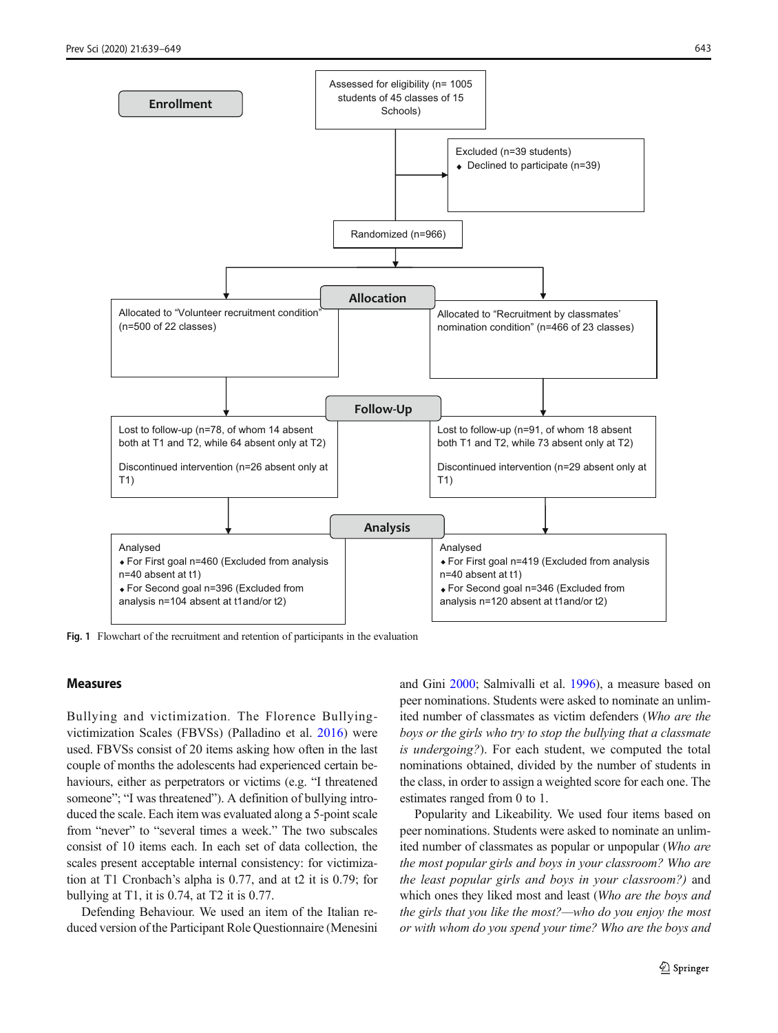Enrollment

Assessed for eligibility (n= 1005 students of 45 classes of 15 Schools)

Excluded (n=39 students)
- Declined to participate (n=39)

Randomized (n=966)

Allocation

Allocated to "Volunteer recruitment condition" (n=500 of 22 classes)

Allocated to "Recruitment by classmates' nomination condition" (n=466 of 23 classes)

Follow-Up

Lost to follow-up (n=78, of whom 14 absent both at T1 and T2, while 64 absent only at T2)

Discontinued intervention (n=26 absent only at T1)

Lost to follow-up (n=91, of whom 18 absent both T1 and T2, while 73 absent only at T2)

Discontinued intervention (n=29 absent only at T1)

Analysis

Analysed
- For First goal n=460 (Excluded from analysis n=40 absent at t1)
- For Second goal n=396 (Excluded from analysis n=104 absent at t1and/or t2)

Analysed
- For First goal n=419 (Excluded from analysis n=40 absent at t1)
- For Second goal n=346 (Excluded from analysis n=120 absent at t1and/or t2)

**Fig. 1** Flowchart of the recruitment and retention of participants in the evaluation

## Measures

Bullying and victimization. The Florence Bullying-victimization Scales (FBVSs) (Palladino et al. 2016) were used. FBVSs consist of 20 items asking how often in the last couple of months the adolescents had experienced certain behaviours, either as perpetrators or victims (e.g. "I threatened someone"; "I was threatened"). A definition of bullying introduced the scale. Each item was evaluated along a 5-point scale from "never" to "several times a week." The two subscales consist of 10 items each. In each set of data collection, the scales present acceptable internal consistency: for victimization at T1 Cronbach's alpha is 0.77, and at t2 it is 0.79; for bullying at T1, it is 0.74, at T2 it is 0.77.

Defending Behaviour. We used an item of the Italian reduced version of the Participant Role Questionnaire (Menesini and Gini 2000; Salmivalli et al. 1996), a measure based on peer nominations. Students were asked to nominate an unlimited number of classmates as victim defenders (*Who are the boys or the girls who try to stop the bullying that a classmate is undergoing?*). For each student, we computed the total nominations obtained, divided by the number of students in the class, in order to assign a weighted score for each one. The estimates ranged from 0 to 1.

Popularity and Likeability. We used four items based on peer nominations. Students were asked to nominate an unlimited number of classmates as popular or unpopular (*Who are the most popular girls and boys in your classroom? Who are the least popular girls and boys in your classroom?*) and which ones they liked most and least (*Who are the boys and the girls that you like the most?—who do you enjoy the most or with whom do you spend your time? Who are the boys and*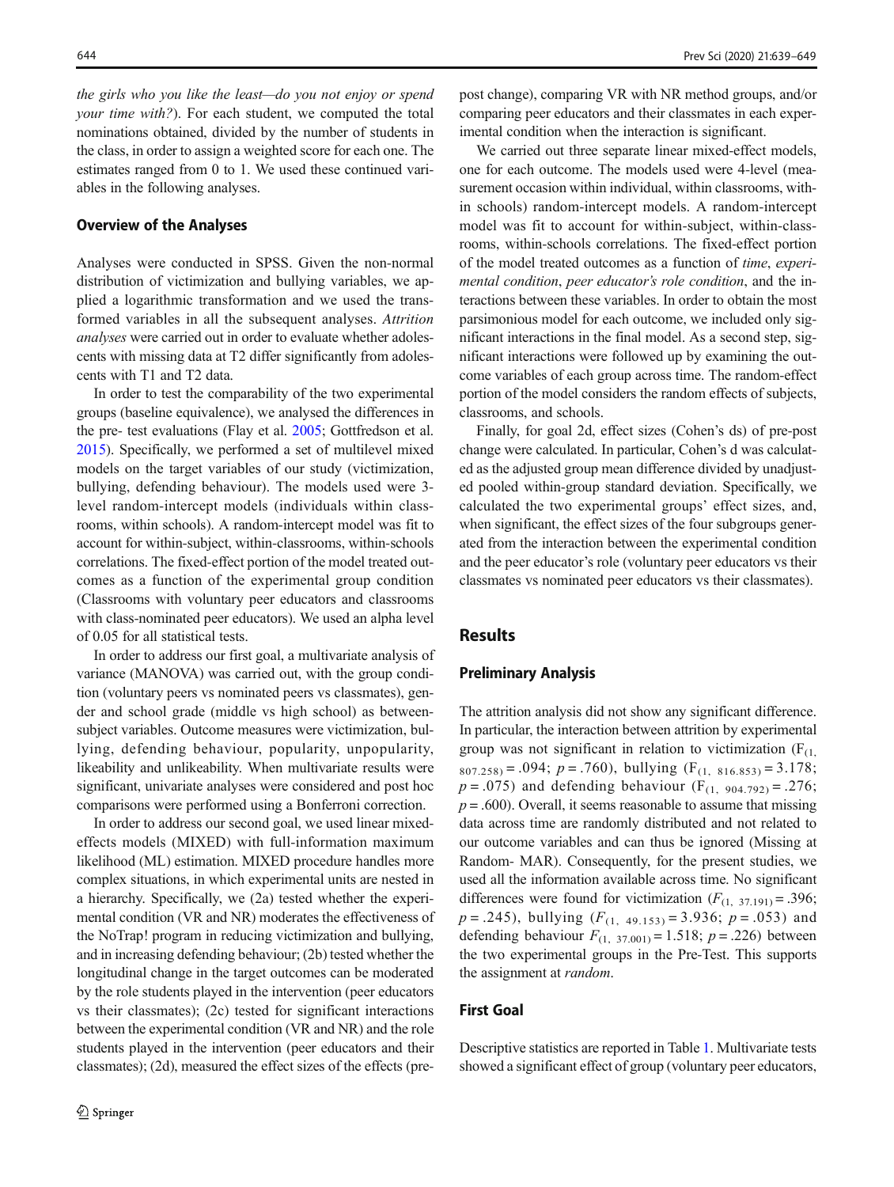*the girls who you like the least—do you not enjoy or spend your time with?*). For each student, we computed the total nominations obtained, divided by the number of students in the class, in order to assign a weighted score for each one. The estimates ranged from 0 to 1. We used these continued variables in the following analyses.

### Overview of the Analyses

Analyses were conducted in SPSS. Given the non-normal distribution of victimization and bullying variables, we applied a logarithmic transformation and we used the transformed variables in all the subsequent analyses. *Attrition analyses* were carried out in order to evaluate whether adolescents with missing data at T2 differ significantly from adolescents with T1 and T2 data.

In order to test the comparability of the two experimental groups (baseline equivalence), we analysed the differences in the pre- test evaluations (Flay et al. 2005; Gottfredson et al. 2015). Specifically, we performed a set of multilevel mixed models on the target variables of our study (victimization, bullying, defending behaviour). The models used were 3-level random-intercept models (individuals within classrooms, within schools). A random-intercept model was fit to account for within-subject, within-classrooms, within-schools correlations. The fixed-effect portion of the model treated outcomes as a function of the experimental group condition (Classrooms with voluntary peer educators and classrooms with class-nominated peer educators). We used an alpha level of 0.05 for all statistical tests.

In order to address our first goal, a multivariate analysis of variance (MANOVA) was carried out, with the group condition (voluntary peers vs nominated peers vs classmates), gender and school grade (middle vs high school) as between-subject variables. Outcome measures were victimization, bullying, defending behaviour, popularity, unpopularity, likeability and unlikeability. When multivariate results were significant, univariate analyses were considered and post hoc comparisons were performed using a Bonferroni correction.

In order to address our second goal, we used linear mixed-effects models (MIXED) with full-information maximum likelihood (ML) estimation. MIXED procedure handles more complex situations, in which experimental units are nested in a hierarchy. Specifically, we (2a) tested whether the experimental condition (VR and NR) moderates the effectiveness of the NoTrap! program in reducing victimization and bullying, and in increasing defending behaviour; (2b) tested whether the longitudinal change in the target outcomes can be moderated by the role students played in the intervention (peer educators vs their classmates); (2c) tested for significant interactions between the experimental condition (VR and NR) and the role students played in the intervention (peer educators and their classmates); (2d), measured the effect sizes of the effects (pre-post change), comparing VR with NR method groups, and/or comparing peer educators and their classmates in each experimental condition when the interaction is significant.

We carried out three separate linear mixed-effect models, one for each outcome. The models used were 4-level (measurement occasion within individual, within classrooms, within schools) random-intercept models. A random-intercept model was fit to account for within-subject, within-classrooms, within-schools correlations. The fixed-effect portion of the model treated outcomes as a function of *time*, *experimental condition*, *peer educator's role condition*, and the interactions between these variables. In order to obtain the most parsimonious model for each outcome, we included only significant interactions in the final model. As a second step, significant interactions were followed up by examining the outcome variables of each group across time. The random-effect portion of the model considers the random effects of subjects, classrooms, and schools.

Finally, for goal 2d, effect sizes (Cohen's ds) of pre-post change were calculated. In particular, Cohen's d was calculated as the adjusted group mean difference divided by unadjusted pooled within-group standard deviation. Specifically, we calculated the two experimental groups' effect sizes, and, when significant, the effect sizes of the four subgroups generated from the interaction between the experimental condition and the peer educator's role (voluntary peer educators vs their classmates vs nominated peer educators vs their classmates).

## Results

### Preliminary Analysis

The attrition analysis did not show any significant difference. In particular, the interaction between attrition by experimental group was not significant in relation to victimization ($F_{(1, 807.258)} = .094$; $p = .760$), bullying ($F_{(1, 816.853)} = 3.178$; $p = .075$) and defending behaviour ($F_{(1, 904.792)} = .276$; $p = .600$). Overall, it seems reasonable to assume that missing data across time are randomly distributed and not related to our outcome variables and can thus be ignored (Missing at Random- MAR). Consequently, for the present studies, we used all the information available across time. No significant differences were found for victimization ($F_{(1, 37.191)} = .396$; $p = .245$), bullying ($F_{(1, 49.153)} = 3.936$; $p = .053$) and defending behaviour $F_{(1, 37.001)} = 1.518$; $p = .226$) between the two experimental groups in the Pre-Test. This supports the assignment at *random*.

### First Goal

Descriptive statistics are reported in Table 1. Multivariate tests showed a significant effect of group (voluntary peer educators,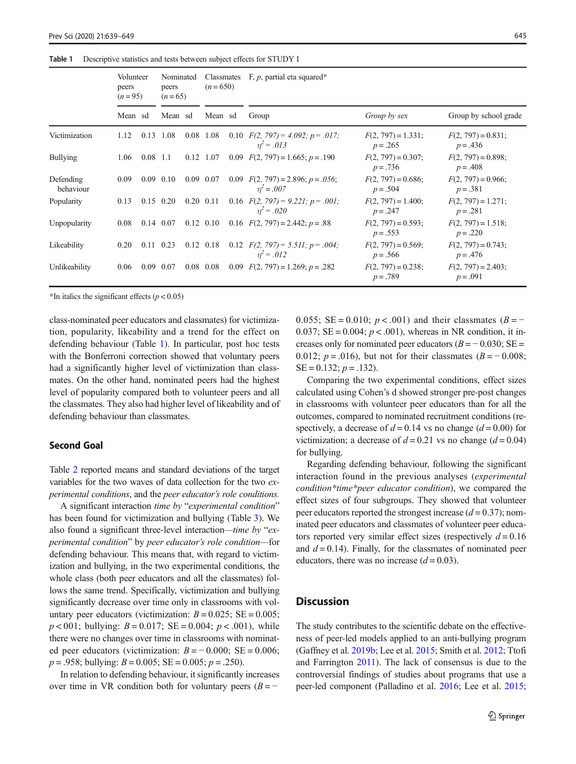Table 1  Descriptive statistics and tests between subject effects for STUDY I

| | Volunteer peers ($n = 95$) | | Nominated peers ($n = 65$) | | Classmates ($n = 650$) | | F, p, partial eta squared* | | |
|---|---|---|---|---|---|---|---|---|---|
| | Mean | sd | Mean | sd | Mean | sd | Group | *Group by sex* | Group by school grade |
| Victimization | 1.12 | 0.13 | 1.08 | 0.08 | 1.08 | 0.10 | *$F(2, 797) = 4.092$; $p = .017$; $\eta^2 = .013$* | $F(2, 797) = 1.331$; $p = .265$ | $F(2, 797) = 0.831$; $p = .436$ |
| Bullying | 1.06 | 0.08 | 1.1 | 0.12 | 1.07 | 0.09 | $F(2, 797) = 1.665$; $p = .190$ | $F(2, 797) = 0.307$; $p = .736$ | $F(2, 797) = 0.898$; $p = .408$ |
| Defending behaviour | 0.09 | 0.09 | 0.10 | 0.09 | 0.07 | 0.09 | *$F(2. 797) = 2.896$; $p = .056$; $\eta^2 = .007$* | $F(2, 797) = 0.686$; $p = .504$ | $F(2, 797) = 0.966$; $p = .381$ |
| Popularity | 0.13 | 0.15 | 0.20 | 0.20 | 0.11 | 0.16 | *$F(2, 797) = 9.221$; $p = .001$; $\eta^2 = .020$* | $F(2, 797) = 1.400$; $p = .247$ | $F(2, 797) = 1.271$; $p = .281$ |
| Unpopularity | 0.08 | 0.14 | 0.07 | 0.12 | 0.10 | 0.16 | $F(2, 797) = 2.442$; $p = .88$ | $F(2, 797) = 0.593$; $p = .553$ | $F(2, 797) = 1.518$; $p = .220$ |
| Likeability | 0.20 | 0.11 | 0.23 | 0.12 | 0.18 | 0.12 | *$F(2, 797) = 5.511$; $p = .004$; $\eta^2 = .012$* | $F(2, 797) = 0.569$; $p = .566$ | $F(2, 797) = 0.743$; $p = .476$ |
| Unlikeability | 0.06 | 0.09 | 0.07 | 0.08 | 0.08 | 0.09 | $F(2, 797) = 1.269$; $p = .282$ | $F(2, 797) = 0.238$; $p = .789$ | $F(2, 797) = 2.403$; $p = .091$ |

*In italics the significant effects ($p < 0.05$)

class-nominated peer educators and classmates) for victimization, popularity, likeability and a trend for the effect on defending behaviour (Table 1). In particular, post hoc tests with the Bonferroni correction showed that voluntary peers had a significantly higher level of victimization than classmates. On the other hand, nominated peers had the highest level of popularity compared both to volunteer peers and all the classmates. They also had higher level of likeability and of defending behaviour than classmates.

## Second Goal

Table 2 reported means and standard deviations of the target variables for the two waves of data collection for the two *experimental conditions*, and the *peer educator's role conditions.*

A significant interaction *time by* "*experimental condition*" has been found for victimization and bullying (Table 3). We also found a significant three-level interaction—*time by* "*experimental condition*" by *peer educator's role condition*—for defending behaviour. This means that, with regard to victimization and bullying, in the two experimental conditions, the whole class (both peer educators and all the classmates) follows the same trend. Specifically, victimization and bullying significantly decrease over time only in classrooms with voluntary peer educators (victimization: $B = 0.025$; $SE = 0.005$; $p < 001$; bullying: $B = 0.017$; $SE = 0.004$; $p < .001$), while there were no changes over time in classrooms with nominated peer educators (victimization: $B = -0.000$; $SE = 0.006$; $p = .958$; bullying: $B = 0.005$; $SE = 0.005$; $p = .250$).

In relation to defending behaviour, it significantly increases over time in VR condition both for voluntary peers ($B = -0.055$; $SE = 0.010$; $p < .001$) and their classmates ($B = -0.037$; $SE = 0.004$; $p < .001$), whereas in NR condition, it increases only for nominated peer educators ($B = -0.030$; $SE = 0.012$; $p = .016$), but not for their classmates ($B = -0.008$; $SE = 0.132$; $p = .132$).

Comparing the two experimental conditions, effect sizes calculated using Cohen's d showed stronger pre-post changes in classrooms with volunteer peer educators than for all the outcomes, compared to nominated recruitment conditions (respectively, a decrease of $d = 0.14$ vs no change ($d = 0.00$) for victimization; a decrease of $d = 0.21$ vs no change ($d = 0.04$) for bullying.

Regarding defending behaviour, following the significant interaction found in the previous analyses (*experimental condition\*time\*peer educator condition*), we compared the effect sizes of four subgroups. They showed that volunteer peer educators reported the strongest increase ($d = 0.37$); nominated peer educators and classmates of volunteer peer educators reported very similar effect sizes (respectively $d = 0.16$ and $d = 0.14$). Finally, for the classmates of nominated peer educators, there was no increase ($d = 0.03$).

## Discussion

The study contributes to the scientific debate on the effectiveness of peer-led models applied to an anti-bullying program (Gaffney et al. 2019b; Lee et al. 2015; Smith et al. 2012; Ttofi and Farrington 2011). The lack of consensus is due to the controversial findings of studies about programs that use a peer-led component (Palladino et al. 2016; Lee et al. 2015;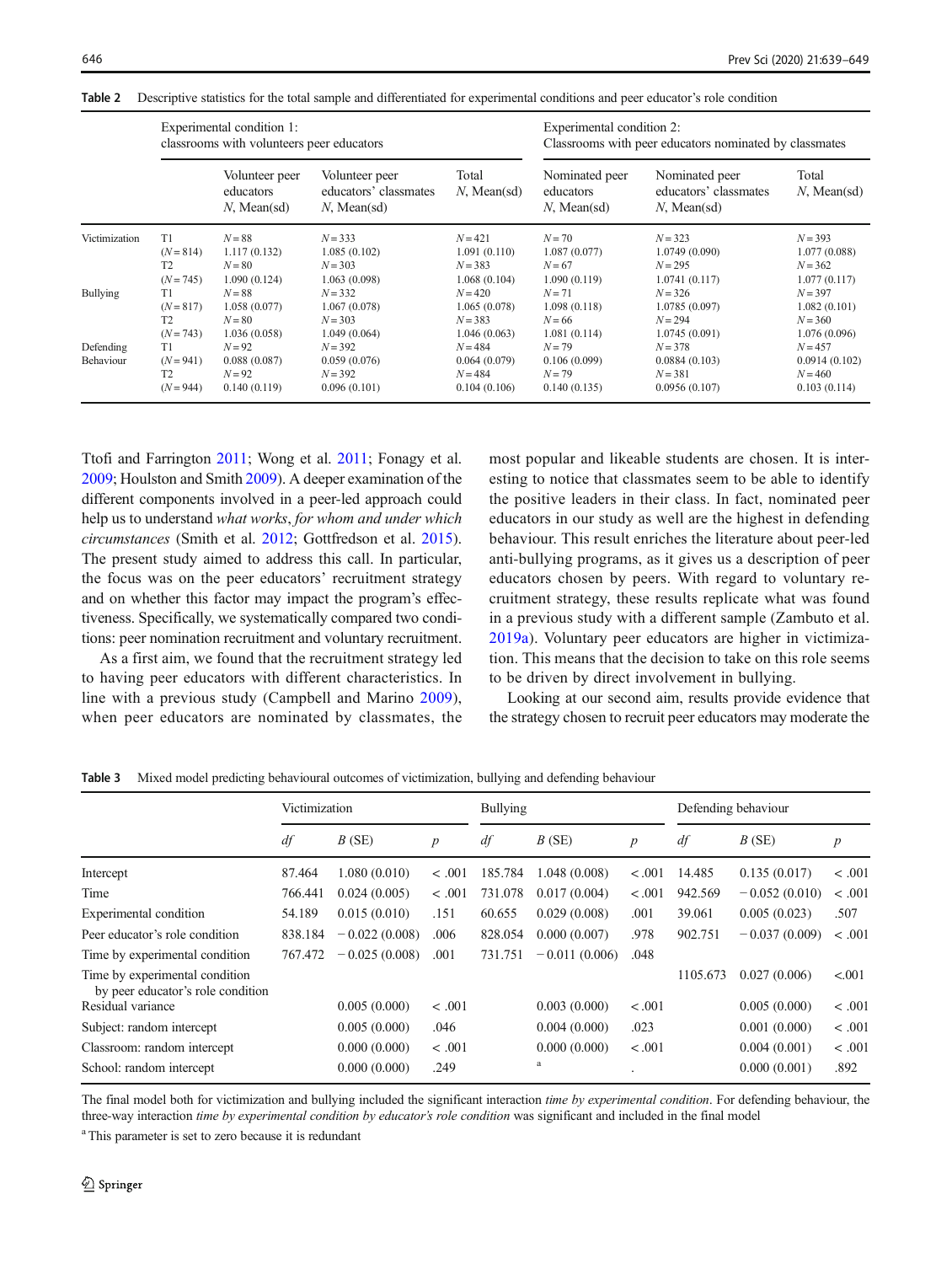**Table 2** Descriptive statistics for the total sample and differentiated for experimental conditions and peer educator's role condition

| | | Experimental condition 1: classrooms with volunteers peer educators | | | Experimental condition 2: Classrooms with peer educators nominated by classmates | | |
|---|---|---|---|---|---|---|---|
| | | Volunteer peer educators *N*, Mean(sd) | Volunteer peer educators' classmates *N*, Mean(sd) | Total *N*, Mean(sd) | Nominated peer educators *N*, Mean(sd) | Nominated peer educators' classmates *N*, Mean(sd) | Total *N*, Mean(sd) |
| Victimization | T1 | *N* = 88 | *N* = 333 | *N* = 421 | *N* = 70 | *N* = 323 | *N* = 393 |
| | (*N* = 814) | 1.117 (0.132) | 1.085 (0.102) | 1.091 (0.110) | 1.087 (0.077) | 1.0749 (0.090) | 1.077 (0.088) |
| | T2 | *N* = 80 | *N* = 303 | *N* = 383 | *N* = 67 | *N* = 295 | *N* = 362 |
| | (*N* = 745) | 1.090 (0.124) | 1.063 (0.098) | 1.068 (0.104) | 1.090 (0.119) | 1.0741 (0.117) | 1.077 (0.117) |
| Bullying | T1 | *N* = 88 | *N* = 332 | *N* = 420 | *N* = 71 | *N* = 326 | *N* = 397 |
| | (*N* = 817) | 1.058 (0.077) | 1.067 (0.078) | 1.065 (0.078) | 1.098 (0.118) | 1.0785 (0.097) | 1.082 (0.101) |
| | T2 | *N* = 80 | *N* = 303 | *N* = 383 | *N* = 66 | *N* = 294 | *N* = 360 |
| | (*N* = 743) | 1.036 (0.058) | 1.049 (0.064) | 1.046 (0.063) | 1.081 (0.114) | 1.0745 (0.091) | 1.076 (0.096) |
| Defending Behaviour | T1 | *N* = 92 | *N* = 392 | *N* = 484 | *N* = 79 | *N* = 378 | *N* = 457 |
| | (*N* = 941) | 0.088 (0.087) | 0.059 (0.076) | 0.064 (0.079) | 0.106 (0.099) | 0.0884 (0.103) | 0.0914 (0.102) |
| | T2 | *N* = 92 | *N* = 392 | *N* = 484 | *N* = 79 | *N* = 381 | *N* = 460 |
| | (*N* = 944) | 0.140 (0.119) | 0.096 (0.101) | 0.104 (0.106) | 0.140 (0.135) | 0.0956 (0.107) | 0.103 (0.114) |

Ttofi and Farrington 2011; Wong et al. 2011; Fonagy et al. 2009; Houlston and Smith 2009). A deeper examination of the different components involved in a peer-led approach could help us to understand *what works, for whom and under which circumstances* (Smith et al. 2012; Gottfredson et al. 2015). The present study aimed to address this call. In particular, the focus was on the peer educators' recruitment strategy and on whether this factor may impact the program's effectiveness. Specifically, we systematically compared two conditions: peer nomination recruitment and voluntary recruitment.

As a first aim, we found that the recruitment strategy led to having peer educators with different characteristics. In line with a previous study (Campbell and Marino 2009), when peer educators are nominated by classmates, the most popular and likeable students are chosen. It is interesting to notice that classmates seem to be able to identify the positive leaders in their class. In fact, nominated peer educators in our study as well are the highest in defending behaviour. This result enriches the literature about peer-led anti-bullying programs, as it gives us a description of peer educators chosen by peers. With regard to voluntary recruitment strategy, these results replicate what was found in a previous study with a different sample (Zambuto et al. 2019a). Voluntary peer educators are higher in victimization. This means that the decision to take on this role seems to be driven by direct involvement in bullying.

Looking at our second aim, results provide evidence that the strategy chosen to recruit peer educators may moderate the

**Table 3** Mixed model predicting behavioural outcomes of victimization, bullying and defending behaviour

| | Victimization | | | Bullying | | | Defending behaviour | | |
|---|---|---|---|---|---|---|---|---|---|
| | *df* | *B* (SE) | *p* | *df* | *B* (SE) | *p* | *df* | *B* (SE) | *p* |
| Intercept | 87.464 | 1.080 (0.010) | < .001 | 185.784 | 1.048 (0.008) | < .001 | 14.485 | 0.135 (0.017) | < .001 |
| Time | 766.441 | 0.024 (0.005) | < .001 | 731.078 | 0.017 (0.004) | < .001 | 942.569 | −0.052 (0.010) | < .001 |
| Experimental condition | 54.189 | 0.015 (0.010) | .151 | 60.655 | 0.029 (0.008) | .001 | 39.061 | 0.005 (0.023) | .507 |
| Peer educator's role condition | 838.184 | −0.022 (0.008) | .006 | 828.054 | 0.000 (0.007) | .978 | 902.751 | −0.037 (0.009) | < .001 |
| Time by experimental condition | 767.472 | −0.025 (0.008) | .001 | 731.751 | −0.011 (0.006) | .048 | | | |
| Time by experimental condition by peer educator's role condition | | | | | | | 1105.673 | 0.027 (0.006) | <.001 |
| Residual variance | | 0.005 (0.000) | < .001 | | 0.003 (0.000) | < .001 | | 0.005 (0.000) | < .001 |
| Subject: random intercept | | 0.005 (0.000) | .046 | | 0.004 (0.000) | .023 | | 0.001 (0.000) | < .001 |
| Classroom: random intercept | | 0.000 (0.000) | < .001 | | 0.000 (0.000) | < .001 | | 0.004 (0.001) | < .001 |
| School: random intercept | | 0.000 (0.000) | .249 | | [a] | . | | 0.000 (0.001) | .892 |

The final model both for victimization and bullying included the significant interaction *time by experimental condition*. For defending behaviour, the three-way interaction *time by experimental condition by educator's role condition* was significant and included in the final model

[a] This parameter is set to zero because it is redundant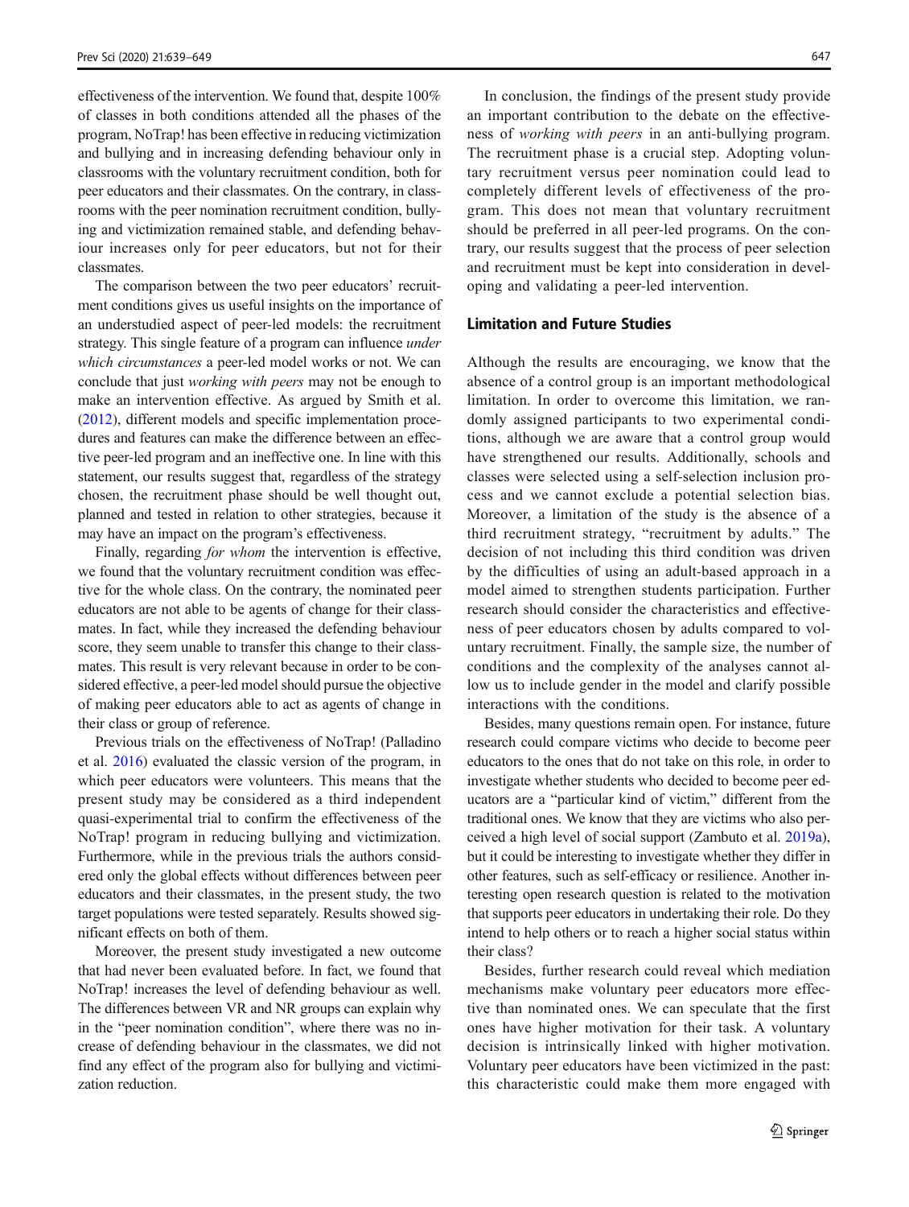effectiveness of the intervention. We found that, despite 100% of classes in both conditions attended all the phases of the program, NoTrap! has been effective in reducing victimization and bullying and in increasing defending behaviour only in classrooms with the voluntary recruitment condition, both for peer educators and their classmates. On the contrary, in classrooms with the peer nomination recruitment condition, bullying and victimization remained stable, and defending behaviour increases only for peer educators, but not for their classmates.

The comparison between the two peer educators' recruitment conditions gives us useful insights on the importance of an understudied aspect of peer-led models: the recruitment strategy. This single feature of a program can influence *under which circumstances* a peer-led model works or not. We can conclude that just *working with peers* may not be enough to make an intervention effective. As argued by Smith et al. (2012), different models and specific implementation procedures and features can make the difference between an effective peer-led program and an ineffective one. In line with this statement, our results suggest that, regardless of the strategy chosen, the recruitment phase should be well thought out, planned and tested in relation to other strategies, because it may have an impact on the program's effectiveness.

Finally, regarding *for whom* the intervention is effective, we found that the voluntary recruitment condition was effective for the whole class. On the contrary, the nominated peer educators are not able to be agents of change for their classmates. In fact, while they increased the defending behaviour score, they seem unable to transfer this change to their classmates. This result is very relevant because in order to be considered effective, a peer-led model should pursue the objective of making peer educators able to act as agents of change in their class or group of reference.

Previous trials on the effectiveness of NoTrap! (Palladino et al. 2016) evaluated the classic version of the program, in which peer educators were volunteers. This means that the present study may be considered as a third independent quasi-experimental trial to confirm the effectiveness of the NoTrap! program in reducing bullying and victimization. Furthermore, while in the previous trials the authors considered only the global effects without differences between peer educators and their classmates, in the present study, the two target populations were tested separately. Results showed significant effects on both of them.

Moreover, the present study investigated a new outcome that had never been evaluated before. In fact, we found that NoTrap! increases the level of defending behaviour as well. The differences between VR and NR groups can explain why in the "peer nomination condition", where there was no increase of defending behaviour in the classmates, we did not find any effect of the program also for bullying and victimization reduction.

In conclusion, the findings of the present study provide an important contribution to the debate on the effectiveness of *working with peers* in an anti-bullying program. The recruitment phase is a crucial step. Adopting voluntary recruitment versus peer nomination could lead to completely different levels of effectiveness of the program. This does not mean that voluntary recruitment should be preferred in all peer-led programs. On the contrary, our results suggest that the process of peer selection and recruitment must be kept into consideration in developing and validating a peer-led intervention.

## Limitation and Future Studies

Although the results are encouraging, we know that the absence of a control group is an important methodological limitation. In order to overcome this limitation, we randomly assigned participants to two experimental conditions, although we are aware that a control group would have strengthened our results. Additionally, schools and classes were selected using a self-selection inclusion process and we cannot exclude a potential selection bias. Moreover, a limitation of the study is the absence of a third recruitment strategy, "recruitment by adults." The decision of not including this third condition was driven by the difficulties of using an adult-based approach in a model aimed to strengthen students participation. Further research should consider the characteristics and effectiveness of peer educators chosen by adults compared to voluntary recruitment. Finally, the sample size, the number of conditions and the complexity of the analyses cannot allow us to include gender in the model and clarify possible interactions with the conditions.

Besides, many questions remain open. For instance, future research could compare victims who decide to become peer educators to the ones that do not take on this role, in order to investigate whether students who decided to become peer educators are a "particular kind of victim," different from the traditional ones. We know that they are victims who also perceived a high level of social support (Zambuto et al. 2019a), but it could be interesting to investigate whether they differ in other features, such as self-efficacy or resilience. Another interesting open research question is related to the motivation that supports peer educators in undertaking their role. Do they intend to help others or to reach a higher social status within their class?

Besides, further research could reveal which mediation mechanisms make voluntary peer educators more effective than nominated ones. We can speculate that the first ones have higher motivation for their task. A voluntary decision is intrinsically linked with higher motivation. Voluntary peer educators have been victimized in the past: this characteristic could make them more engaged with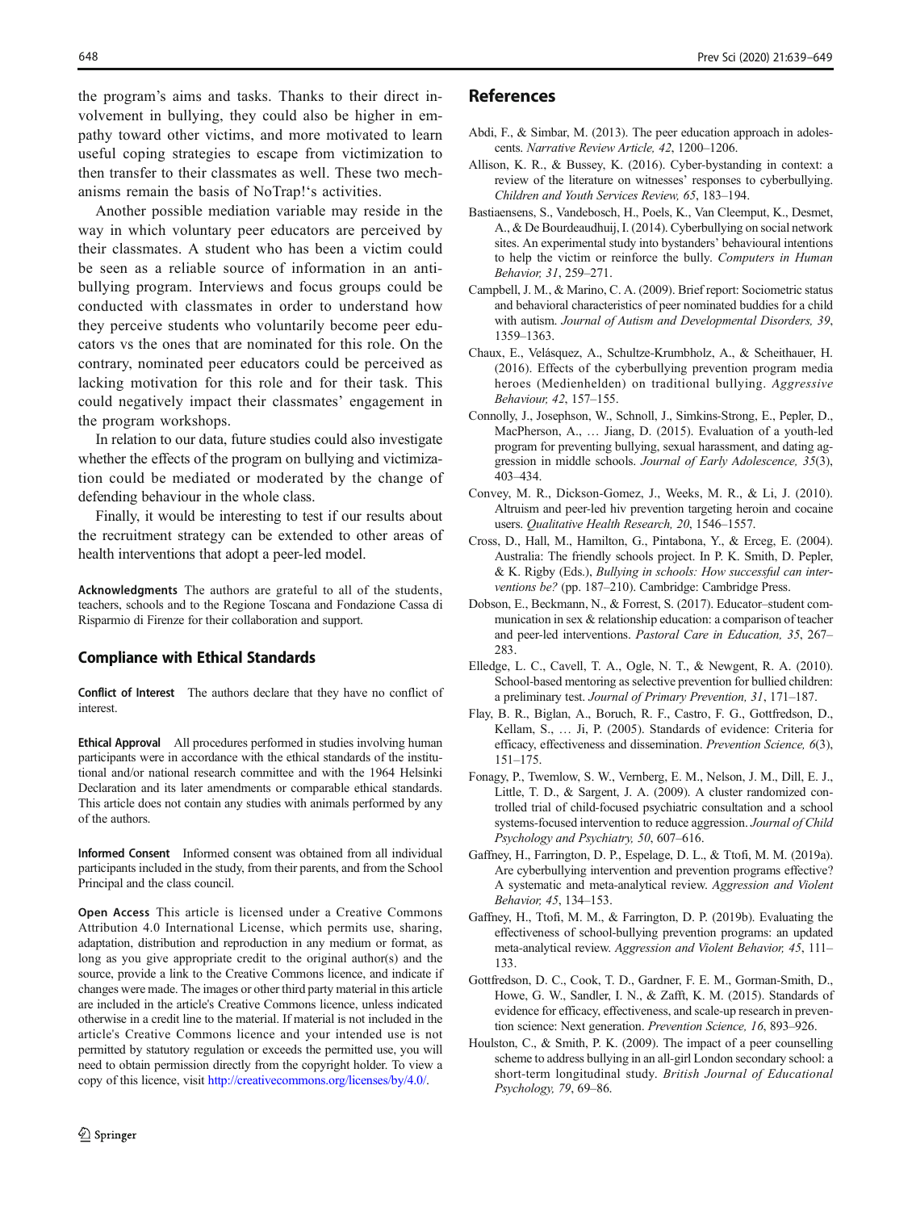the program's aims and tasks. Thanks to their direct involvement in bullying, they could also be higher in empathy toward other victims, and more motivated to learn useful coping strategies to escape from victimization to then transfer to their classmates as well. These two mechanisms remain the basis of NoTrap!'s activities.

Another possible mediation variable may reside in the way in which voluntary peer educators are perceived by their classmates. A student who has been a victim could be seen as a reliable source of information in an anti-bullying program. Interviews and focus groups could be conducted with classmates in order to understand how they perceive students who voluntarily become peer educators vs the ones that are nominated for this role. On the contrary, nominated peer educators could be perceived as lacking motivation for this role and for their task. This could negatively impact their classmates' engagement in the program workshops.

In relation to our data, future studies could also investigate whether the effects of the program on bullying and victimization could be mediated or moderated by the change of defending behaviour in the whole class.

Finally, it would be interesting to test if our results about the recruitment strategy can be extended to other areas of health interventions that adopt a peer-led model.

**Acknowledgments** The authors are grateful to all of the students, teachers, schools and to the Regione Toscana and Fondazione Cassa di Risparmio di Firenze for their collaboration and support.

## Compliance with Ethical Standards

**Conflict of Interest** The authors declare that they have no conflict of interest.

**Ethical Approval** All procedures performed in studies involving human participants were in accordance with the ethical standards of the institutional and/or national research committee and with the 1964 Helsinki Declaration and its later amendments or comparable ethical standards. This article does not contain any studies with animals performed by any of the authors.

**Informed Consent** Informed consent was obtained from all individual participants included in the study, from their parents, and from the School Principal and the class council.

**Open Access** This article is licensed under a Creative Commons Attribution 4.0 International License, which permits use, sharing, adaptation, distribution and reproduction in any medium or format, as long as you give appropriate credit to the original author(s) and the source, provide a link to the Creative Commons licence, and indicate if changes were made. The images or other third party material in this article are included in the article's Creative Commons licence, unless indicated otherwise in a credit line to the material. If material is not included in the article's Creative Commons licence and your intended use is not permitted by statutory regulation or exceeds the permitted use, you will need to obtain permission directly from the copyright holder. To view a copy of this licence, visit http://creativecommons.org/licenses/by/4.0/.

## References

Abdi, F., & Simbar, M. (2013). The peer education approach in adolescents. *Narrative Review Article, 42*, 1200–1206.

Allison, K. R., & Bussey, K. (2016). Cyber-bystanding in context: a review of the literature on witnesses' responses to cyberbullying. *Children and Youth Services Review, 65*, 183–194.

Bastiaensens, S., Vandebosch, H., Poels, K., Van Cleemput, K., Desmet, A., & De Bourdeaudhuij, I. (2014). Cyberbullying on social network sites. An experimental study into bystanders' behavioural intentions to help the victim or reinforce the bully. *Computers in Human Behavior, 31*, 259–271.

Campbell, J. M., & Marino, C. A. (2009). Brief report: Sociometric status and behavioral characteristics of peer nominated buddies for a child with autism. *Journal of Autism and Developmental Disorders, 39*, 1359–1363.

Chaux, E., Velásquez, A., Schultze-Krumbholz, A., & Scheithauer, H. (2016). Effects of the cyberbullying prevention program media heroes (Medienhelden) on traditional bullying. *Aggressive Behaviour, 42*, 157–155.

Connolly, J., Josephson, W., Schnoll, J., Simkins-Strong, E., Pepler, D., MacPherson, A., … Jiang, D. (2015). Evaluation of a youth-led program for preventing bullying, sexual harassment, and dating aggression in middle schools. *Journal of Early Adolescence, 35*(3), 403–434.

Convey, M. R., Dickson-Gomez, J., Weeks, M. R., & Li, J. (2010). Altruism and peer-led hiv prevention targeting heroin and cocaine users. *Qualitative Health Research, 20*, 1546–1557.

Cross, D., Hall, M., Hamilton, G., Pintabona, Y., & Erceg, E. (2004). Australia: The friendly schools project. In P. K. Smith, D. Pepler, & K. Rigby (Eds.), *Bullying in schools: How successful can interventions be?* (pp. 187–210). Cambridge: Cambridge Press.

Dobson, E., Beckmann, N., & Forrest, S. (2017). Educator–student communication in sex & relationship education: a comparison of teacher and peer-led interventions. *Pastoral Care in Education, 35*, 267–283.

Elledge, L. C., Cavell, T. A., Ogle, N. T., & Newgent, R. A. (2010). School-based mentoring as selective prevention for bullied children: a preliminary test. *Journal of Primary Prevention, 31*, 171–187.

Flay, B. R., Biglan, A., Boruch, R. F., Castro, F. G., Gottfredson, D., Kellam, S., … Ji, P. (2005). Standards of evidence: Criteria for efficacy, effectiveness and dissemination. *Prevention Science, 6*(3), 151–175.

Fonagy, P., Twemlow, S. W., Vernberg, E. M., Nelson, J. M., Dill, E. J., Little, T. D., & Sargent, J. A. (2009). A cluster randomized controlled trial of child-focused psychiatric consultation and a school systems-focused intervention to reduce aggression. *Journal of Child Psychology and Psychiatry, 50*, 607–616.

Gaffney, H., Farrington, D. P., Espelage, D. L., & Ttofi, M. M. (2019a). Are cyberbullying intervention and prevention programs effective? A systematic and meta-analytical review. *Aggression and Violent Behavior, 45*, 134–153.

Gaffney, H., Ttofi, M. M., & Farrington, D. P. (2019b). Evaluating the effectiveness of school-bullying prevention programs: an updated meta-analytical review. *Aggression and Violent Behavior, 45*, 111–133.

Gottfredson, D. C., Cook, T. D., Gardner, F. E. M., Gorman-Smith, D., Howe, G. W., Sandler, I. N., & Zafft, K. M. (2015). Standards of evidence for efficacy, effectiveness, and scale-up research in prevention science: Next generation. *Prevention Science, 16*, 893–926.

Houlston, C., & Smith, P. K. (2009). The impact of a peer counselling scheme to address bullying in an all-girl London secondary school: a short-term longitudinal study. *British Journal of Educational Psychology, 79*, 69–86.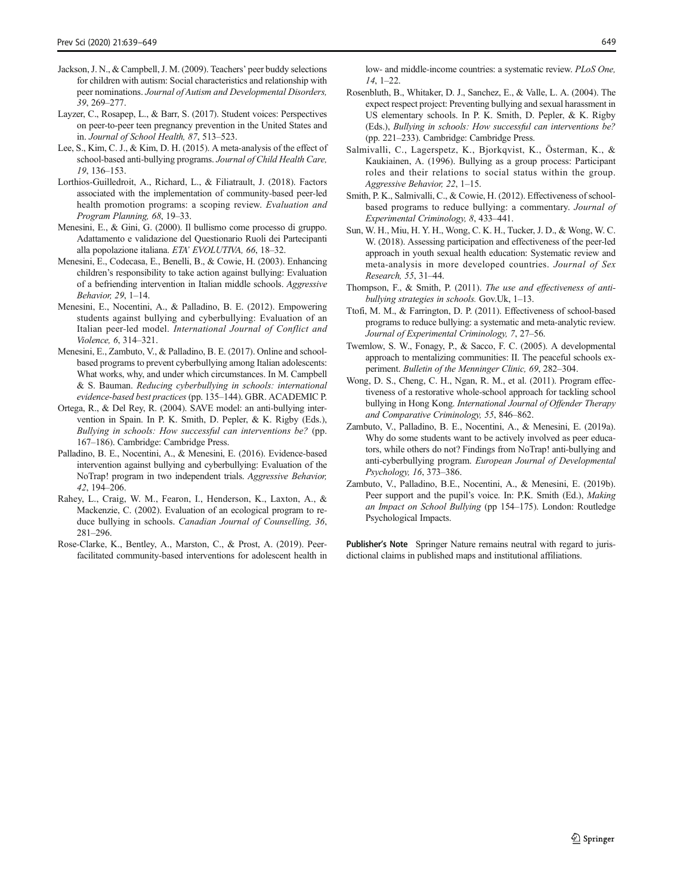Jackson, J. N., & Campbell, J. M. (2009). Teachers' peer buddy selections for children with autism: Social characteristics and relationship with peer nominations. *Journal of Autism and Developmental Disorders, 39*, 269–277.

Layzer, C., Rosapep, L., & Barr, S. (2017). Student voices: Perspectives on peer-to-peer teen pregnancy prevention in the United States and in. *Journal of School Health, 87*, 513–523.

Lee, S., Kim, C. J., & Kim, D. H. (2015). A meta-analysis of the effect of school-based anti-bullying programs. *Journal of Child Health Care, 19*, 136–153.

Lorthios-Guilledroit, A., Richard, L., & Filiatrault, J. (2018). Factors associated with the implementation of community-based peer-led health promotion programs: a scoping review. *Evaluation and Program Planning, 68*, 19–33.

Menesini, E., & Gini, G. (2000). Il bullismo come processo di gruppo. Adattamento e validazione del Questionario Ruoli dei Partecipanti alla popolazione italiana. *ETA' EVOLUTIVA, 66*, 18–32.

Menesini, E., Codecasa, E., Benelli, B., & Cowie, H. (2003). Enhancing children's responsibility to take action against bullying: Evaluation of a befriending intervention in Italian middle schools. *Aggressive Behavior, 29*, 1–14.

Menesini, E., Nocentini, A., & Palladino, B. E. (2012). Empowering students against bullying and cyberbullying: Evaluation of an Italian peer-led model. *International Journal of Conflict and Violence, 6*, 314–321.

Menesini, E., Zambuto, V., & Palladino, B. E. (2017). Online and school-based programs to prevent cyberbullying among Italian adolescents: What works, why, and under which circumstances. In M. Campbell & S. Bauman. *Reducing cyberbullying in schools: international evidence-based best practices* (pp. 135–144). GBR. ACADEMIC P.

Ortega, R., & Del Rey, R. (2004). SAVE model: an anti-bullying intervention in Spain. In P. K. Smith, D. Pepler, & K. Rigby (Eds.), *Bullying in schools: How successful can interventions be?* (pp. 167–186). Cambridge: Cambridge Press.

Palladino, B. E., Nocentini, A., & Menesini, E. (2016). Evidence-based intervention against bullying and cyberbullying: Evaluation of the NoTrap! program in two independent trials. *Aggressive Behavior, 42*, 194–206.

Rahey, L., Craig, W. M., Fearon, I., Henderson, K., Laxton, A., & Mackenzie, C. (2002). Evaluation of an ecological program to reduce bullying in schools. *Canadian Journal of Counselling, 36*, 281–296.

Rose-Clarke, K., Bentley, A., Marston, C., & Prost, A. (2019). Peer-facilitated community-based interventions for adolescent health in low- and middle-income countries: a systematic review. *PLoS One, 14*, 1–22.

Rosenbluth, B., Whitaker, D. J., Sanchez, E., & Valle, L. A. (2004). The expect respect project: Preventing bullying and sexual harassment in US elementary schools. In P. K. Smith, D. Pepler, & K. Rigby (Eds.), *Bullying in schools: How successful can interventions be?* (pp. 221–233). Cambridge: Cambridge Press.

Salmivalli, C., Lagerspetz, K., Bjorkqvist, K., Österman, K., & Kaukiainen, A. (1996). Bullying as a group process: Participant roles and their relations to social status within the group. *Aggressive Behavior, 22*, 1–15.

Smith, P. K., Salmivalli, C., & Cowie, H. (2012). Effectiveness of school-based programs to reduce bullying: a commentary. *Journal of Experimental Criminology, 8*, 433–441.

Sun, W. H., Miu, H. Y. H., Wong, C. K. H., Tucker, J. D., & Wong, W. C. W. (2018). Assessing participation and effectiveness of the peer-led approach in youth sexual health education: Systematic review and meta-analysis in more developed countries. *Journal of Sex Research, 55*, 31–44.

Thompson, F., & Smith, P. (2011). *The use and effectiveness of anti-bullying strategies in schools.* Gov.Uk, 1–13.

Ttofi, M. M., & Farrington, D. P. (2011). Effectiveness of school-based programs to reduce bullying: a systematic and meta-analytic review. *Journal of Experimental Criminology, 7*, 27–56.

Twemlow, S. W., Fonagy, P., & Sacco, F. C. (2005). A developmental approach to mentalizing communities: II. The peaceful schools experiment. *Bulletin of the Menninger Clinic, 69*, 282–304.

Wong, D. S., Cheng, C. H., Ngan, R. M., et al. (2011). Program effectiveness of a restorative whole-school approach for tackling school bullying in Hong Kong. *International Journal of Offender Therapy and Comparative Criminology, 55*, 846–862.

Zambuto, V., Palladino, B. E., Nocentini, A., & Menesini, E. (2019a). Why do some students want to be actively involved as peer educators, while others do not? Findings from NoTrap! anti-bullying and anti-cyberbullying program. *European Journal of Developmental Psychology, 16*, 373–386.

Zambuto, V., Palladino, B.E., Nocentini, A., & Menesini, E. (2019b). Peer support and the pupil's voice. In: P.K. Smith (Ed.), *Making an Impact on School Bullying* (pp 154–175). London: Routledge Psychological Impacts.

**Publisher's Note** Springer Nature remains neutral with regard to jurisdictional claims in published maps and institutional affiliations.